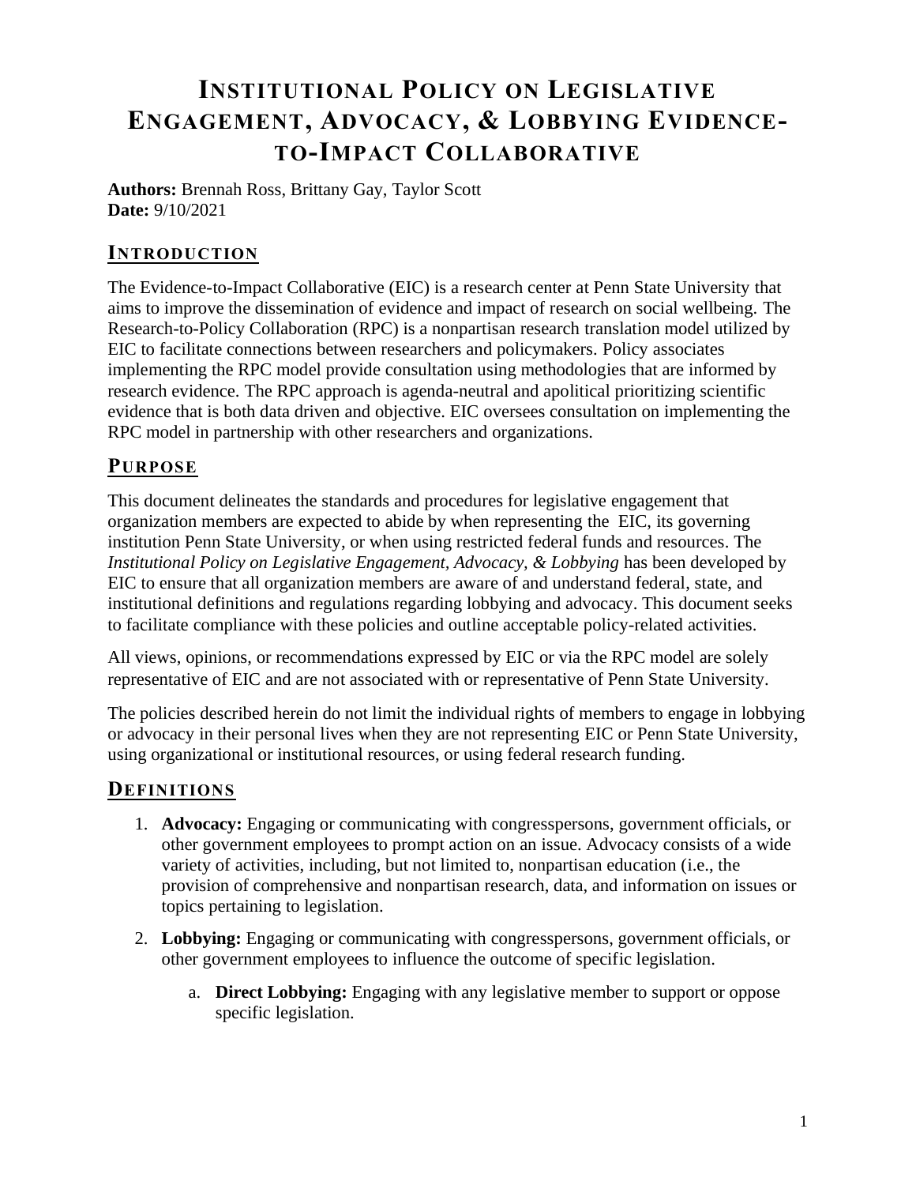# Institutional Policy on Legislative Engagement, Advocacy, & Lobbying Evidence-to-Impact Collaborative

**Authors:** Brennah Ross, Brittany Gay, Taylor Scott
**Date:** 9/10/2021

## Introduction

The Evidence-to-Impact Collaborative (EIC) is a research center at Penn State University that aims to improve the dissemination of evidence and impact of research on social wellbeing. The Research-to-Policy Collaboration (RPC) is a nonpartisan research translation model utilized by EIC to facilitate connections between researchers and policymakers. Policy associates implementing the RPC model provide consultation using methodologies that are informed by research evidence. The RPC approach is agenda-neutral and apolitical prioritizing scientific evidence that is both data driven and objective. EIC oversees consultation on implementing the RPC model in partnership with other researchers and organizations.

## Purpose

This document delineates the standards and procedures for legislative engagement that organization members are expected to abide by when representing the EIC, its governing institution Penn State University, or when using restricted federal funds and resources. The *Institutional Policy on Legislative Engagement, Advocacy, & Lobbying* has been developed by EIC to ensure that all organization members are aware of and understand federal, state, and institutional definitions and regulations regarding lobbying and advocacy. This document seeks to facilitate compliance with these policies and outline acceptable policy-related activities.

All views, opinions, or recommendations expressed by EIC or via the RPC model are solely representative of EIC and are not associated with or representative of Penn State University.

The policies described herein do not limit the individual rights of members to engage in lobbying or advocacy in their personal lives when they are not representing EIC or Penn State University, using organizational or institutional resources, or using federal research funding.

## Definitions

1. **Advocacy:** Engaging or communicating with congresspersons, government officials, or other government employees to prompt action on an issue. Advocacy consists of a wide variety of activities, including, but not limited to, nonpartisan education (i.e., the provision of comprehensive and nonpartisan research, data, and information on issues or topics pertaining to legislation.
2. **Lobbying:** Engaging or communicating with congresspersons, government officials, or other government employees to influence the outcome of specific legislation.
   a. **Direct Lobbying:** Engaging with any legislative member to support or oppose specific legislation.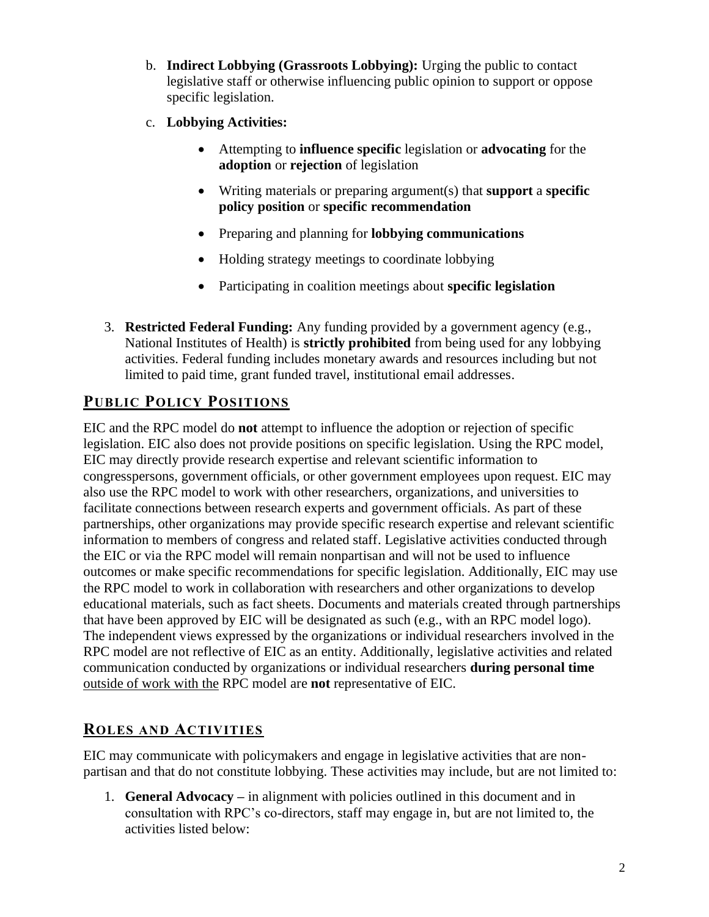b. **Indirect Lobbying (Grassroots Lobbying):** Urging the public to contact legislative staff or otherwise influencing public opinion to support or oppose specific legislation.

c. **Lobbying Activities:**

- Attempting to **influence specific** legislation or **advocating** for the **adoption** or **rejection** of legislation
- Writing materials or preparing argument(s) that **support** a **specific policy position** or **specific recommendation**
- Preparing and planning for **lobbying communications**
- Holding strategy meetings to coordinate lobbying
- Participating in coalition meetings about **specific legislation**

3. **Restricted Federal Funding:** Any funding provided by a government agency (e.g., National Institutes of Health) is **strictly prohibited** from being used for any lobbying activities. Federal funding includes monetary awards and resources including but not limited to paid time, grant funded travel, institutional email addresses.

## PUBLIC POLICY POSITIONS

EIC and the RPC model do **not** attempt to influence the adoption or rejection of specific legislation. EIC also does not provide positions on specific legislation. Using the RPC model, EIC may directly provide research expertise and relevant scientific information to congresspersons, government officials, or other government employees upon request. EIC may also use the RPC model to work with other researchers, organizations, and universities to facilitate connections between research experts and government officials. As part of these partnerships, other organizations may provide specific research expertise and relevant scientific information to members of congress and related staff. Legislative activities conducted through the EIC or via the RPC model will remain nonpartisan and will not be used to influence outcomes or make specific recommendations for specific legislation. Additionally, EIC may use the RPC model to work in collaboration with researchers and other organizations to develop educational materials, such as fact sheets. Documents and materials created through partnerships that have been approved by EIC will be designated as such (e.g., with an RPC model logo). The independent views expressed by the organizations or individual researchers involved in the RPC model are not reflective of EIC as an entity. Additionally, legislative activities and related communication conducted by organizations or individual researchers **during personal time** outside of work with the RPC model are **not** representative of EIC.

## ROLES AND ACTIVITIES

EIC may communicate with policymakers and engage in legislative activities that are non-partisan and that do not constitute lobbying. These activities may include, but are not limited to:

1. **General Advocacy –** in alignment with policies outlined in this document and in consultation with RPC's co-directors, staff may engage in, but are not limited to, the activities listed below: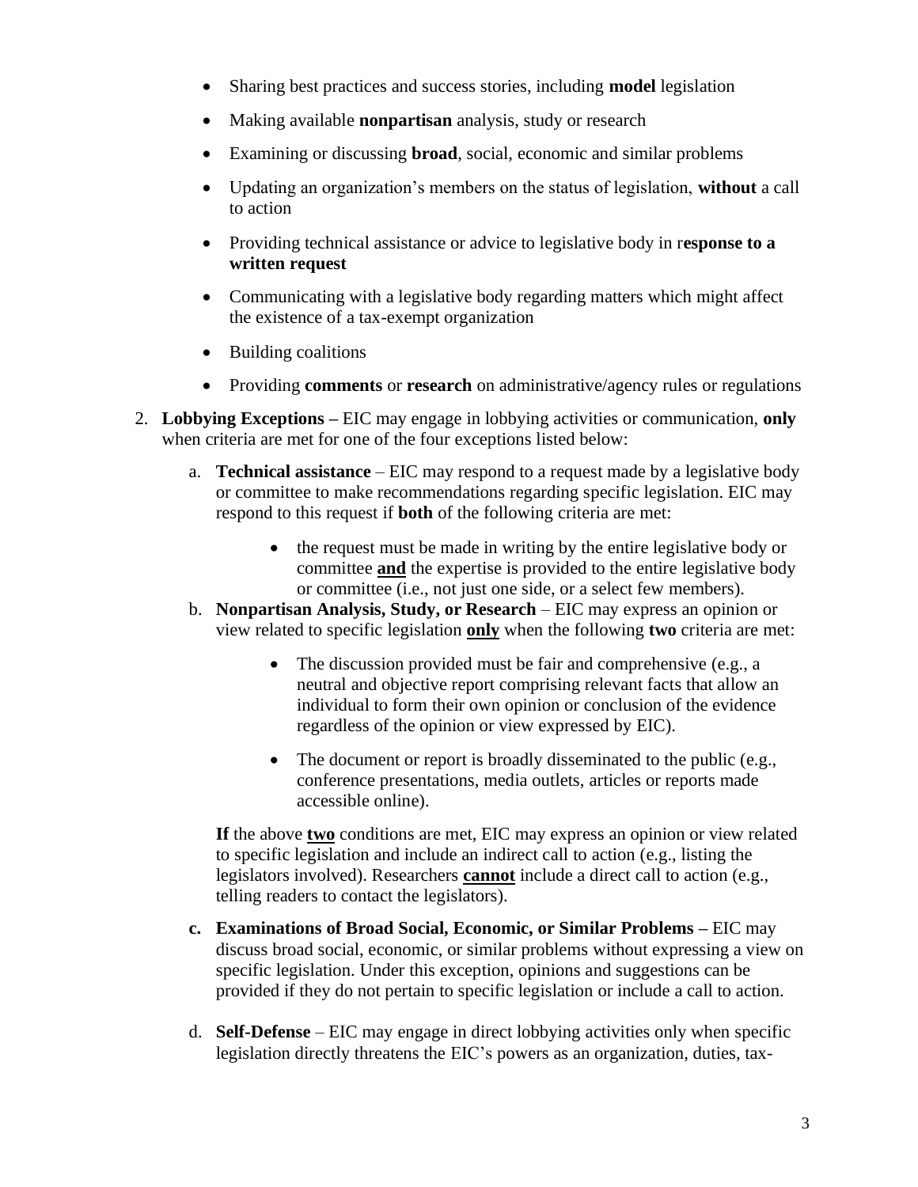- Sharing best practices and success stories, including **model** legislation
- Making available **nonpartisan** analysis, study or research
- Examining or discussing **broad**, social, economic and similar problems
- Updating an organization's members on the status of legislation, **without** a call to action
- Providing technical assistance or advice to legislative body in r**esponse to a written request**
- Communicating with a legislative body regarding matters which might affect the existence of a tax-exempt organization
- Building coalitions
- Providing **comments** or **research** on administrative/agency rules or regulations

2. **Lobbying Exceptions –** EIC may engage in lobbying activities or communication, **only** when criteria are met for one of the four exceptions listed below:

   a. **Technical assistance** – EIC may respond to a request made by a legislative body or committee to make recommendations regarding specific legislation. EIC may respond to this request if **both** of the following criteria are met:

      - the request must be made in writing by the entire legislative body or committee **<u>and</u>** the expertise is provided to the entire legislative body or committee (i.e., not just one side, or a select few members).

   b. **Nonpartisan Analysis, Study, or Research** – EIC may express an opinion or view related to specific legislation **<u>only</u>** when the following **two** criteria are met:

      - The discussion provided must be fair and comprehensive (e.g., a neutral and objective report comprising relevant facts that allow an individual to form their own opinion or conclusion of the evidence regardless of the opinion or view expressed by EIC).
      - The document or report is broadly disseminated to the public (e.g., conference presentations, media outlets, articles or reports made accessible online).

      **If** the above **<u>two</u>** conditions are met, EIC may express an opinion or view related to specific legislation and include an indirect call to action (e.g., listing the legislators involved). Researchers **<u>cannot</u>** include a direct call to action (e.g., telling readers to contact the legislators).

   **c. Examinations of Broad Social, Economic, or Similar Problems –** EIC may discuss broad social, economic, or similar problems without expressing a view on specific legislation. Under this exception, opinions and suggestions can be provided if they do not pertain to specific legislation or include a call to action.

   d. **Self-Defense** – EIC may engage in direct lobbying activities only when specific legislation directly threatens the EIC's powers as an organization, duties, tax-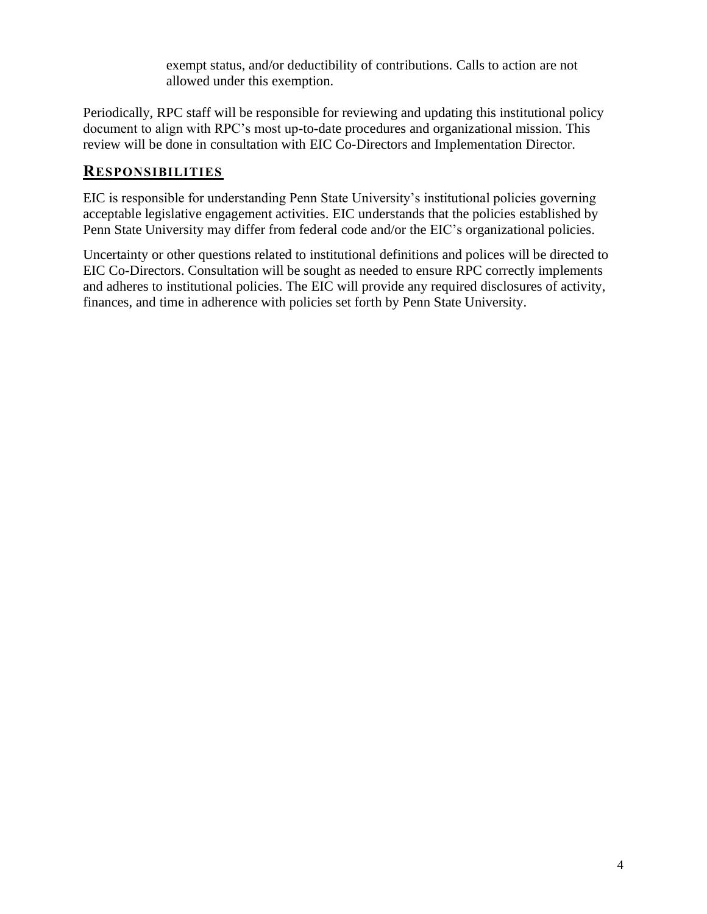exempt status, and/or deductibility of contributions. Calls to action are not allowed under this exemption.

Periodically, RPC staff will be responsible for reviewing and updating this institutional policy document to align with RPC's most up-to-date procedures and organizational mission. This review will be done in consultation with EIC Co-Directors and Implementation Director.

## RESPONSIBILITIES

EIC is responsible for understanding Penn State University's institutional policies governing acceptable legislative engagement activities. EIC understands that the policies established by Penn State University may differ from federal code and/or the EIC's organizational policies.

Uncertainty or other questions related to institutional definitions and polices will be directed to EIC Co-Directors. Consultation will be sought as needed to ensure RPC correctly implements and adheres to institutional policies. The EIC will provide any required disclosures of activity, finances, and time in adherence with policies set forth by Penn State University.